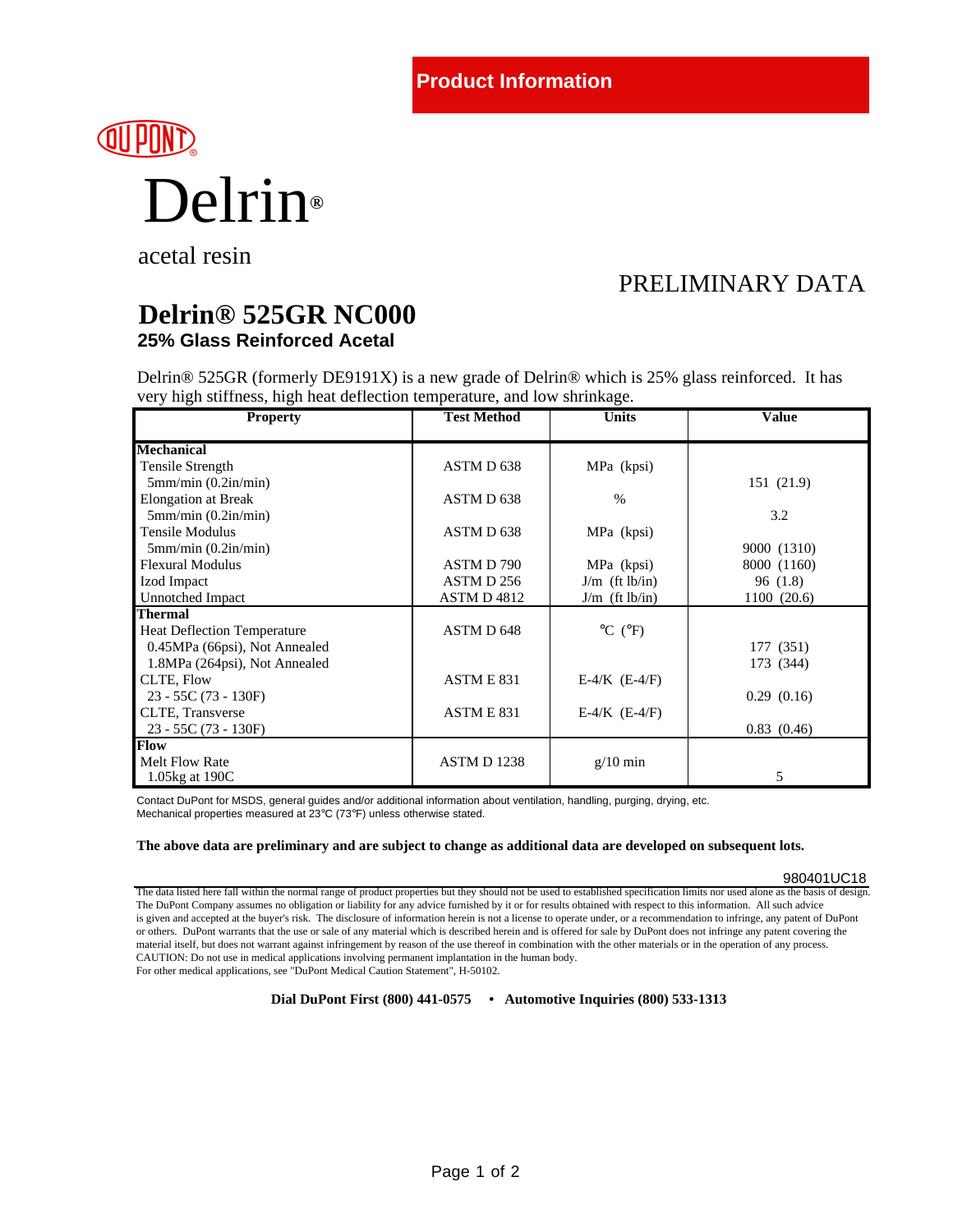Product Information

DuPont

# Delrin®

acetal resin

PRELIMINARY DATA

## Delrin® 525GR NC000

### 25% Glass Reinforced Acetal

Delrin® 525GR (formerly DE9191X) is a new grade of Delrin® which is 25% glass reinforced. It has very high stiffness, high heat deflection temperature, and low shrinkage.

| Property | Test Method | Units | Value |
|---|---|---|---|
| **Mechanical** | | | |
| Tensile Strength | ASTM D 638 | MPa (kpsi) | |
| 5mm/min (0.2in/min) | | | 151 (21.9) |
| Elongation at Break | ASTM D 638 | % | |
| 5mm/min (0.2in/min) | | | 3.2 |
| Tensile Modulus | ASTM D 638 | MPa (kpsi) | |
| 5mm/min (0.2in/min) | | | 9000 (1310) |
| Flexural Modulus | ASTM D 790 | MPa (kpsi) | 8000 (1160) |
| Izod Impact | ASTM D 256 | J/m (ft lb/in) | 96 (1.8) |
| Unnotched Impact | ASTM D 4812 | J/m (ft lb/in) | 1100 (20.6) |
| **Thermal** | | | |
| Heat Deflection Temperature | ASTM D 648 | °C (°F) | |
| 0.45MPa (66psi), Not Annealed | | | 177 (351) |
| 1.8MPa (264psi), Not Annealed | | | 173 (344) |
| CLTE, Flow | ASTM E 831 | E-4/K (E-4/F) | |
| 23 - 55C (73 - 130F) | | | 0.29 (0.16) |
| CLTE, Transverse | ASTM E 831 | E-4/K (E-4/F) | |
| 23 - 55C (73 - 130F) | | | 0.83 (0.46) |
| **Flow** | | | |
| Melt Flow Rate | ASTM D 1238 | g/10 min | |
| 1.05kg at 190C | | | 5 |

Contact DuPont for MSDS, general guides and/or additional information about ventilation, handling, purging, drying, etc.
Mechanical properties measured at 23°C (73°F) unless otherwise stated.

**The above data are preliminary and are subject to change as additional data are developed on subsequent lots.**

980401UC18

The data listed here fall within the normal range of product properties but they should not be used to established specification limits nor used alone as the basis of design. The DuPont Company assumes no obligation or liability for any advice furnished by it or for results obtained with respect to this information. All such advice is given and accepted at the buyer's risk. The disclosure of information herein is not a license to operate under, or a recommendation to infringe, any patent of DuPont or others. DuPont warrants that the use or sale of any material which is described herein and is offered for sale by DuPont does not infringe any patent covering the material itself, but does not warrant against infringement by reason of the use thereof in combination with the other materials or in the operation of any process.
CAUTION: Do not use in medical applications involving permanent implantation in the human body.
For other medical applications, see "DuPont Medical Caution Statement", H-50102.

**Dial DuPont First (800) 441-0575 • Automotive Inquiries (800) 533-1313**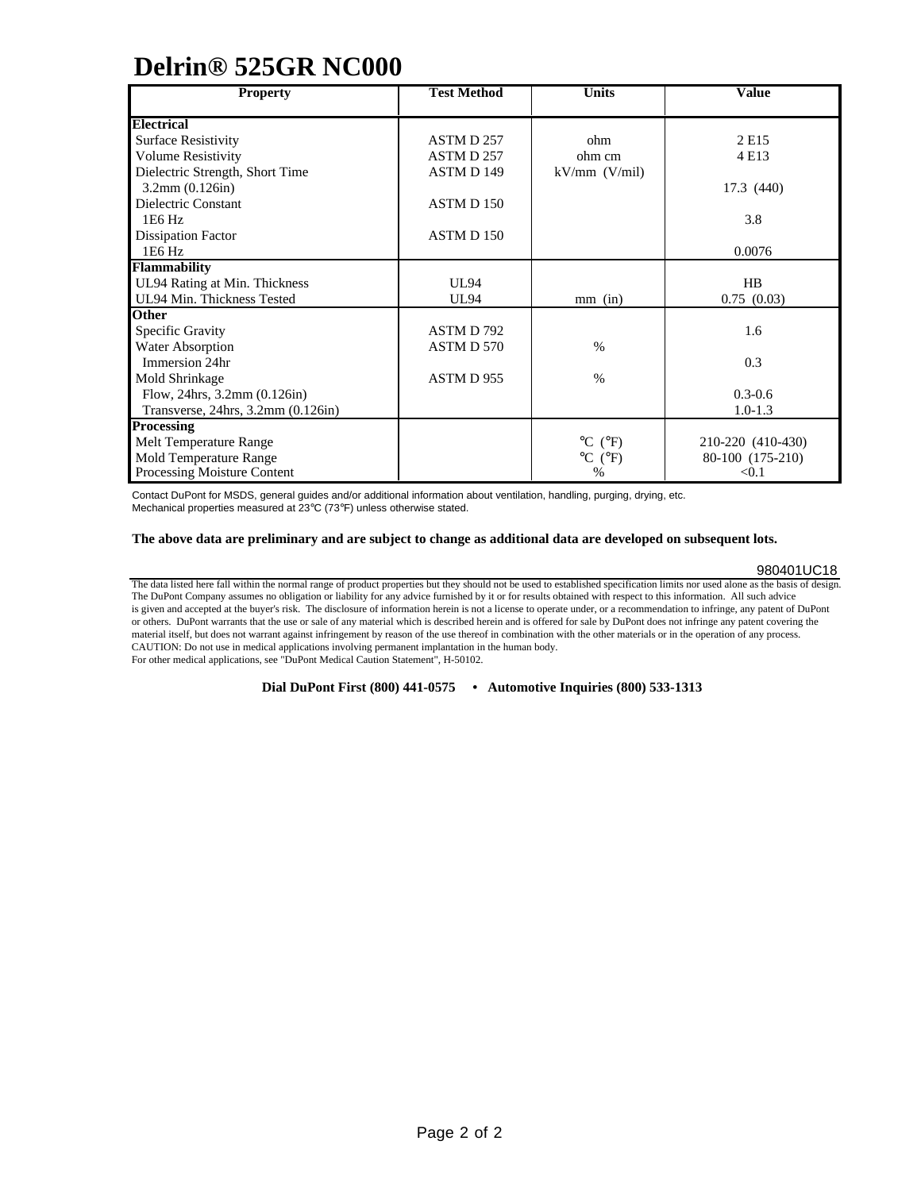# Delrin® 525GR NC000

| Property | Test Method | Units | Value |
|---|---|---|---|
| **Electrical** | | | |
| Surface Resistivity | ASTM D 257 | ohm | 2 E15 |
| Volume Resistivity | ASTM D 257 | ohm cm | 4 E13 |
| Dielectric Strength, Short Time | ASTM D 149 | kV/mm (V/mil) | |
| 3.2mm (0.126in) | | | 17.3 (440) |
| Dielectric Constant | ASTM D 150 | | |
| 1E6 Hz | | | 3.8 |
| Dissipation Factor | ASTM D 150 | | |
| 1E6 Hz | | | 0.0076 |
| **Flammability** | | | |
| UL94 Rating at Min. Thickness | UL94 | | HB |
| UL94 Min. Thickness Tested | UL94 | mm (in) | 0.75 (0.03) |
| **Other** | | | |
| Specific Gravity | ASTM D 792 | | 1.6 |
| Water Absorption | ASTM D 570 | % | |
| Immersion 24hr | | | 0.3 |
| Mold Shrinkage | ASTM D 955 | % | |
| Flow, 24hrs, 3.2mm (0.126in) | | | 0.3-0.6 |
| Transverse, 24hrs, 3.2mm (0.126in) | | | 1.0-1.3 |
| **Processing** | | | |
| Melt Temperature Range | | °C (°F) | 210-220 (410-430) |
| Mold Temperature Range | | °C (°F) | 80-100 (175-210) |
| Processing Moisture Content | | % | <0.1 |

Contact DuPont for MSDS, general guides and/or additional information about ventilation, handling, purging, drying, etc.
Mechanical properties measured at 23°C (73°F) unless otherwise stated.

**The above data are preliminary and are subject to change as additional data are developed on subsequent lots.**

980401UC18

The data listed here fall within the normal range of product properties but they should not be used to established specification limits nor used alone as the basis of design. The DuPont Company assumes no obligation or liability for any advice furnished by it or for results obtained with respect to this information. All such advice is given and accepted at the buyer's risk. The disclosure of information herein is not a license to operate under, or a recommendation to infringe, any patent of DuPont or others. DuPont warrants that the use or sale of any material which is described herein and is offered for sale by DuPont does not infringe any patent covering the material itself, but does not warrant against infringement by reason of the use thereof in combination with the other materials or in the operation of any process.
CAUTION: Do not use in medical applications involving permanent implantation in the human body.
For other medical applications, see "DuPont Medical Caution Statement", H-50102.

**Dial DuPont First (800) 441-0575 • Automotive Inquiries (800) 533-1313**